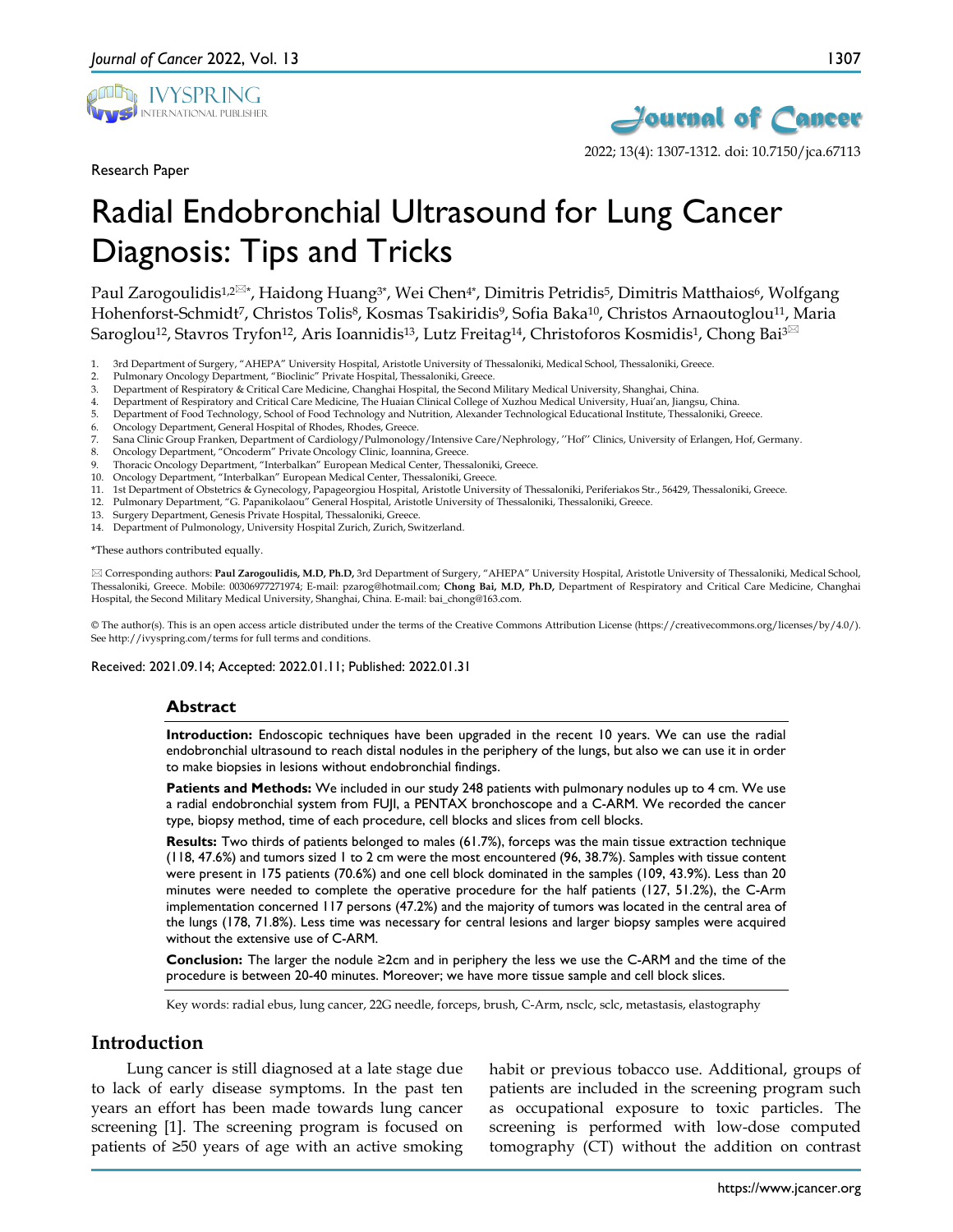Research Paper

# Radial Endobronchial Ultrasound for Lung Cancer Diagnosis: Tips and Tricks

Paul Zarogoulidis[1,2✉*], Haidong Huang[3*], Wei Chen[4*], Dimitris Petridis[5], Dimitris Matthaios[6], Wolfgang Hohenforst-Schmidt[7], Christos Tolis[8], Kosmas Tsakiridis[9], Sofia Baka[10], Christos Arnaoutoglou[11], Maria Saroglou[12], Stavros Tryfon[12], Aris Ioannidis[13], Lutz Freitag[14], Christoforos Kosmidis[1], Chong Bai[3✉]

1. 3rd Department of Surgery, "AHEPA" University Hospital, Aristotle University of Thessaloniki, Medical School, Thessaloniki, Greece.
2. Pulmonary Oncology Department, "Bioclinic" Private Hospital, Thessaloniki, Greece.
3. Department of Respiratory & Critical Care Medicine, Changhai Hospital, the Second Military Medical University, Shanghai, China.
4. Department of Respiratory and Critical Care Medicine, The Huaian Clinical College of Xuzhou Medical University, Huai'an, Jiangsu, China.
5. Department of Food Technology, School of Food Technology and Nutrition, Alexander Technological Educational Institute, Thessaloniki, Greece.
6. Oncology Department, General Hospital of Rhodes, Rhodes, Greece.
7. Sana Clinic Group Franken, Department of Cardiology/Pulmonology/Intensive Care/Nephrology, ''Hof'' Clinics, University of Erlangen, Hof, Germany.
8. Oncology Department, "Oncoderm" Private Oncology Clinic, Ioannina, Greece.
9. Thoracic Oncology Department, "Interbalkan" European Medical Center, Thessaloniki, Greece.
10. Oncology Department, "Interbalkan" European Medical Center, Thessaloniki, Greece.
11. 1st Department of Obstetrics & Gynecology, Papageorgiou Hospital, Aristotle University of Thessaloniki, Periferiakos Str., 56429, Thessaloniki, Greece.
12. Pulmonary Department, "G. Papanikolaou" General Hospital, Aristotle University of Thessaloniki, Thessaloniki, Greece.
13. Surgery Department, Genesis Private Hospital, Thessaloniki, Greece.
14. Department of Pulmonology, University Hospital Zurich, Zurich, Switzerland.

*These authors contributed equally.

✉ Corresponding authors: **Paul Zarogoulidis, M.D, Ph.D,** 3rd Department of Surgery, "AHEPA" University Hospital, Aristotle University of Thessaloniki, Medical School, Thessaloniki, Greece. Mobile: 00306977271974; E-mail: pzarog@hotmail.com; **Chong Bai, M.D, Ph.D,** Department of Respiratory and Critical Care Medicine, Changhai Hospital, the Second Military Medical University, Shanghai, China. E-mail: bai_chong@163.com.

© The author(s). This is an open access article distributed under the terms of the Creative Commons Attribution License (https://creativecommons.org/licenses/by/4.0/). See http://ivyspring.com/terms for full terms and conditions.

Received: 2021.09.14; Accepted: 2022.01.11; Published: 2022.01.31

## Abstract

**Introduction:** Endoscopic techniques have been upgraded in the recent 10 years. We can use the radial endobronchial ultrasound to reach distal nodules in the periphery of the lungs, but also we can use it in order to make biopsies in lesions without endobronchial findings.

**Patients and Methods:** We included in our study 248 patients with pulmonary nodules up to 4 cm. We use a radial endobronchial system from FUJI, a PENTAX bronchoscope and a C-ARM. We recorded the cancer type, biopsy method, time of each procedure, cell blocks and slices from cell blocks.

**Results:** Two thirds of patients belonged to males (61.7%), forceps was the main tissue extraction technique (118, 47.6%) and tumors sized 1 to 2 cm were the most encountered (96, 38.7%). Samples with tissue content were present in 175 patients (70.6%) and one cell block dominated in the samples (109, 43.9%). Less than 20 minutes were needed to complete the operative procedure for the half patients (127, 51.2%), the C-Arm implementation concerned 117 persons (47.2%) and the majority of tumors was located in the central area of the lungs (178, 71.8%). Less time was necessary for central lesions and larger biopsy samples were acquired without the extensive use of C-ARM.

**Conclusion:** The larger the nodule ≥2cm and in periphery the less we use the C-ARM and the time of the procedure is between 20-40 minutes. Moreover; we have more tissue sample and cell block slices.

Key words: radial ebus, lung cancer, 22G needle, forceps, brush, C-Arm, nsclc, sclc, metastasis, elastography

## Introduction

Lung cancer is still diagnosed at a late stage due to lack of early disease symptoms. In the past ten years an effort has been made towards lung cancer screening [1]. The screening program is focused on patients of ≥50 years of age with an active smoking habit or previous tobacco use. Additional, groups of patients are included in the screening program such as occupational exposure to toxic particles. The screening is performed with low-dose computed tomography (CT) without the addition on contrast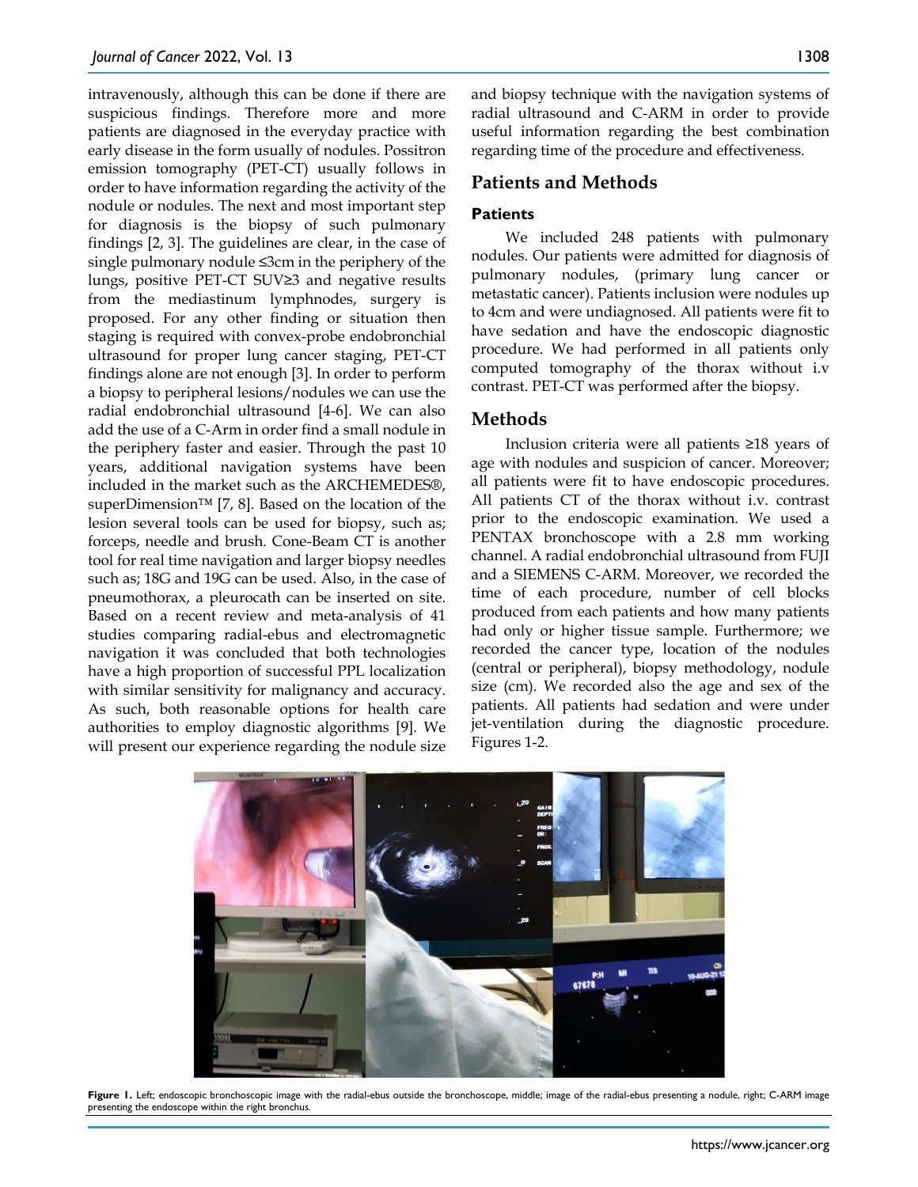intravenously, although this can be done if there are suspicious findings. Therefore more and more patients are diagnosed in the everyday practice with early disease in the form usually of nodules. Possitron emission tomography (PET-CT) usually follows in order to have information regarding the activity of the nodule or nodules. The next and most important step for diagnosis is the biopsy of such pulmonary findings [2, 3]. The guidelines are clear, in the case of single pulmonary nodule ≤3cm in the periphery of the lungs, positive PET-CT SUV≥3 and negative results from the mediastinum lymphnodes, surgery is proposed. For any other finding or situation then staging is required with convex-probe endobronchial ultrasound for proper lung cancer staging, PET-CT findings alone are not enough [3]. In order to perform a biopsy to peripheral lesions/nodules we can use the radial endobronchial ultrasound [4-6]. We can also add the use of a C-Arm in order find a small nodule in the periphery faster and easier. Through the past 10 years, additional navigation systems have been included in the market such as the ARCHEMEDES®, superDimension™ [7, 8]. Based on the location of the lesion several tools can be used for biopsy, such as; forceps, needle and brush. Cone-Beam CT is another tool for real time navigation and larger biopsy needles such as; 18G and 19G can be used. Also, in the case of pneumothorax, a pleurocath can be inserted on site. Based on a recent review and meta-analysis of 41 studies comparing radial-ebus and electromagnetic navigation it was concluded that both technologies have a high proportion of successful PPL localization with similar sensitivity for malignancy and accuracy. As such, both reasonable options for health care authorities to employ diagnostic algorithms [9]. We will present our experience regarding the nodule size and biopsy technique with the navigation systems of radial ultrasound and C-ARM in order to provide useful information regarding the best combination regarding time of the procedure and effectiveness.

## Patients and Methods

### Patients

We included 248 patients with pulmonary nodules. Our patients were admitted for diagnosis of pulmonary nodules, (primary lung cancer or metastatic cancer). Patients inclusion were nodules up to 4cm and were undiagnosed. All patients were fit to have sedation and have the endoscopic diagnostic procedure. We had performed in all patients only computed tomography of the thorax without i.v contrast. PET-CT was performed after the biopsy.

## Methods

Inclusion criteria were all patients ≥18 years of age with nodules and suspicion of cancer. Moreover; all patients were fit to have endoscopic procedures. All patients CT of the thorax without i.v. contrast prior to the endoscopic examination. We used a PENTAX bronchoscope with a 2.8 mm working channel. A radial endobronchial ultrasound from FUJI and a SIEMENS C-ARM. Moreover, we recorded the time of each procedure, number of cell blocks produced from each patients and how many patients had only or higher tissue sample. Furthermore; we recorded the cancer type, location of the nodules (central or peripheral), biopsy methodology, nodule size (cm). We recorded also the age and sex of the patients. All patients had sedation and were under jet-ventilation during the diagnostic procedure. Figures 1-2.

**Figure 1.** Left; endoscopic bronchoscopic image with the radial-ebus outside the bronchoscope, middle; image of the radial-ebus presenting a nodule, right; C-ARM image presenting the endoscope within the right bronchus.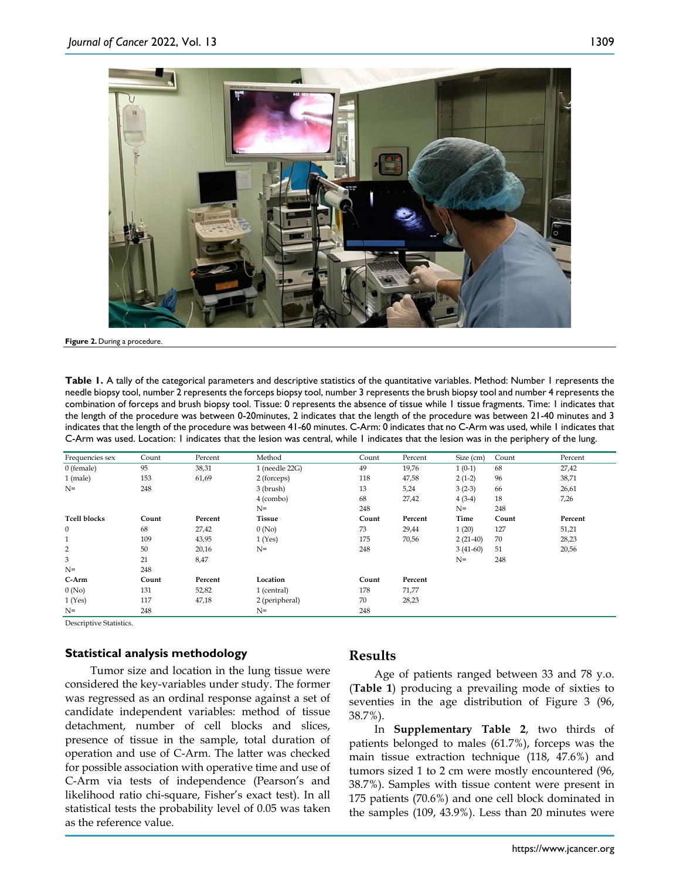Figure 2. During a procedure.

**Table 1.** A tally of the categorical parameters and descriptive statistics of the quantitative variables. Method: Number 1 represents the needle biopsy tool, number 2 represents the forceps biopsy tool, number 3 represents the brush biopsy tool and number 4 represents the combination of forceps and brush biopsy tool. Tissue: 0 represents the absence of tissue while 1 tissue fragments. Time: 1 indicates that the length of the procedure was between 0-20minutes, 2 indicates that the length of the procedure was between 21-40 minutes and 3 indicates that the length of the procedure was between 41-60 minutes. C-Arm: 0 indicates that no C-Arm was used, while 1 indicates that C-Arm was used. Location: 1 indicates that the lesion was central, while 1 indicates that the lesion was in the periphery of the lung.

| Frequencies sex | Count | Percent | Method | Count | Percent | Size (cm) | Count | Percent |
|---|---|---|---|---|---|---|---|---|
| 0 (female) | 95 | 38,31 | 1 (needle 22G) | 49 | 19,76 | 1 (0-1) | 68 | 27,42 |
| 1 (male) | 153 | 61,69 | 2 (forceps) | 118 | 47,58 | 2 (1-2) | 96 | 38,71 |
| N= | 248 | | 3 (brush) | 13 | 5,24 | 3 (2-3) | 66 | 26,61 |
| | | | 4 (combo) | 68 | 27,42 | 4 (3-4) | 18 | 7,26 |
| | | | N= | 248 | | N= | 248 | |
| **Tcell blocks** | **Count** | **Percent** | **Tissue** | **Count** | **Percent** | **Time** | **Count** | **Percent** |
| 0 | 68 | 27,42 | 0 (No) | 73 | 29,44 | 1 (20) | 127 | 51,21 |
| 1 | 109 | 43,95 | 1 (Yes) | 175 | 70,56 | 2 (21-40) | 70 | 28,23 |
| 2 | 50 | 20,16 | N= | 248 | | 3 (41-60) | 51 | 20,56 |
| 3 | 21 | 8,47 | | | | N= | 248 | |
| N= | 248 | | | | | | | |
| **C-Arm** | **Count** | **Percent** | **Location** | **Count** | **Percent** | | | |
| 0 (No) | 131 | 52,82 | 1 (central) | 178 | 71,77 | | | |
| 1 (Yes) | 117 | 47,18 | 2 (peripheral) | 70 | 28,23 | | | |
| N= | 248 | | N= | 248 | | | | |

Descriptive Statistics.

### Statistical analysis methodology

Tumor size and location in the lung tissue were considered the key-variables under study. The former was regressed as an ordinal response against a set of candidate independent variables: method of tissue detachment, number of cell blocks and slices, presence of tissue in the sample, total duration of operation and use of C-Arm. The latter was checked for possible association with operative time and use of C-Arm via tests of independence (Pearson's and likelihood ratio chi-square, Fisher's exact test). In all statistical tests the probability level of 0.05 was taken as the reference value.

## Results

Age of patients ranged between 33 and 78 y.o. (**Table 1**) producing a prevailing mode of sixties to seventies in the age distribution of Figure 3 (96, 38.7%).

In **Supplementary Table 2**, two thirds of patients belonged to males (61.7%), forceps was the main tissue extraction technique (118, 47.6%) and tumors sized 1 to 2 cm were mostly encountered (96, 38.7%). Samples with tissue content were present in 175 patients (70.6%) and one cell block dominated in the samples (109, 43.9%). Less than 20 minutes were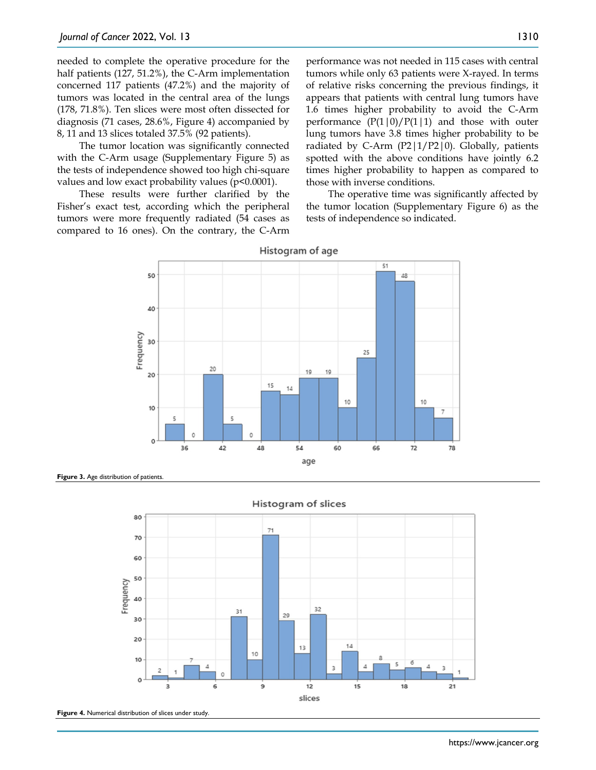needed to complete the operative procedure for the half patients (127, 51.2%), the C-Arm implementation concerned 117 patients (47.2%) and the majority of tumors was located in the central area of the lungs (178, 71.8%). Ten slices were most often dissected for diagnosis (71 cases, 28.6%, Figure 4) accompanied by 8, 11 and 13 slices totaled 37.5% (92 patients).

The tumor location was significantly connected with the C-Arm usage (Supplementary Figure 5) as the tests of independence showed too high chi-square values and low exact probability values ($p<0.0001$).

These results were further clarified by the Fisher's exact test, according which the peripheral tumors were more frequently radiated (54 cases as compared to 16 ones). On the contrary, the C-Arm performance was not needed in 115 cases with central tumors while only 63 patients were X-rayed. In terms of relative risks concerning the previous findings, it appears that patients with central lung tumors have 1.6 times higher probability to avoid the C-Arm performance ($P(1|0)/P(1|1)$) and those with outer lung tumors have 3.8 times higher probability to be radiated by C-Arm ($P2|1/P2|0$). Globally, patients spotted with the above conditions have jointly 6.2 times higher probability to happen as compared to those with inverse conditions.

The operative time was significantly affected by the tumor location (Supplementary Figure 6) as the tests of independence so indicated.

**Figure 3.** Age distribution of patients.

**Figure 4.** Numerical distribution of slices under study.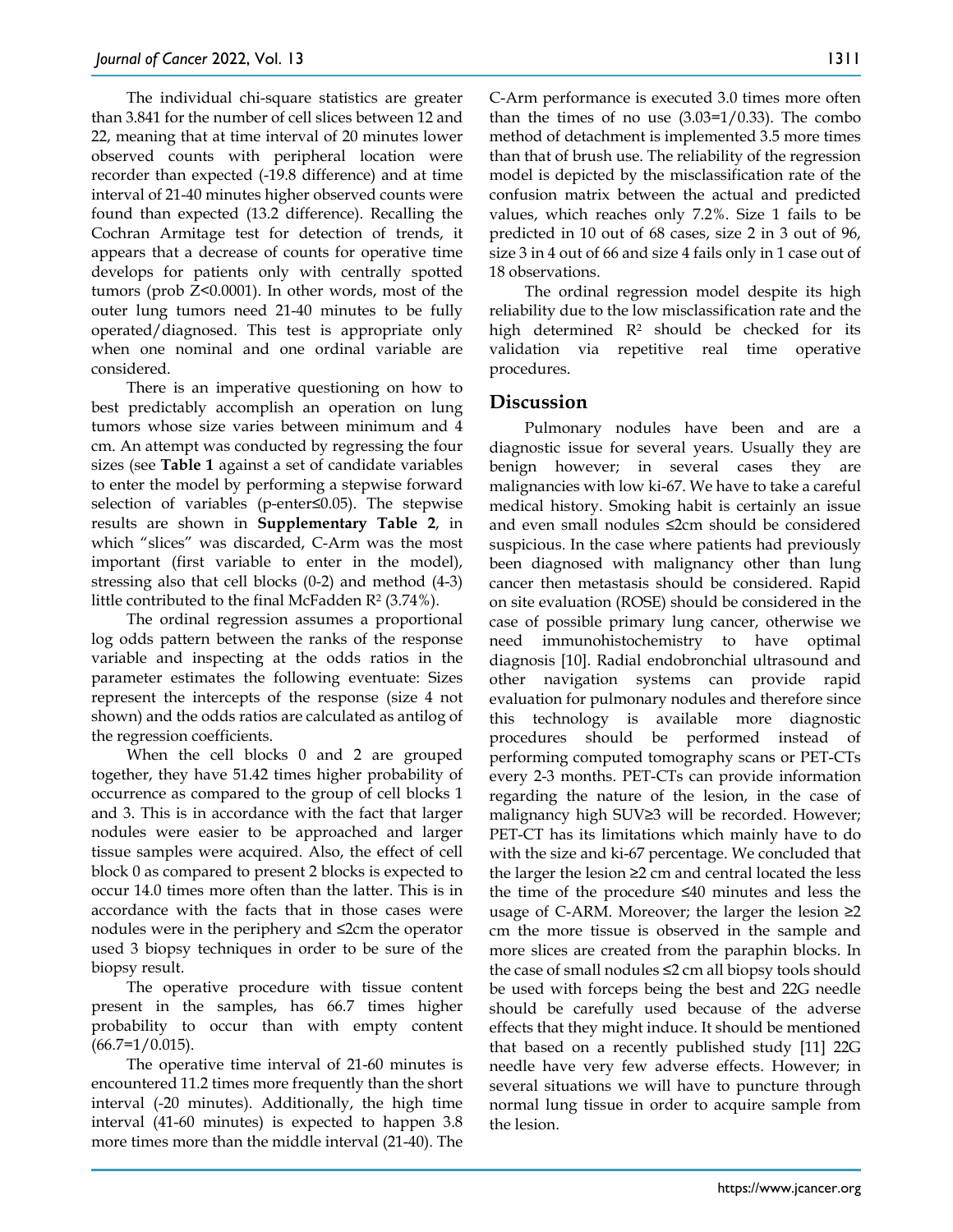The individual chi-square statistics are greater than 3.841 for the number of cell slices between 12 and 22, meaning that at time interval of 20 minutes lower observed counts with peripheral location were recorder than expected (-19.8 difference) and at time interval of 21-40 minutes higher observed counts were found than expected (13.2 difference). Recalling the Cochran Armitage test for detection of trends, it appears that a decrease of counts for operative time develops for patients only with centrally spotted tumors (prob $Z<0.0001$). In other words, most of the outer lung tumors need 21-40 minutes to be fully operated/diagnosed. This test is appropriate only when one nominal and one ordinal variable are considered.

There is an imperative questioning on how to best predictably accomplish an operation on lung tumors whose size varies between minimum and 4 cm. An attempt was conducted by regressing the four sizes (see **Table 1** against a set of candidate variables to enter the model by performing a stepwise forward selection of variables (p-enter≤0.05). The stepwise results are shown in **Supplementary Table 2**, in which "slices" was discarded, C-Arm was the most important (first variable to enter in the model), stressing also that cell blocks (0-2) and method (4-3) little contributed to the final McFadden $R^2$ (3.74%).

The ordinal regression assumes a proportional log odds pattern between the ranks of the response variable and inspecting at the odds ratios in the parameter estimates the following eventuate: Sizes represent the intercepts of the response (size 4 not shown) and the odds ratios are calculated as antilog of the regression coefficients.

When the cell blocks 0 and 2 are grouped together, they have 51.42 times higher probability of occurrence as compared to the group of cell blocks 1 and 3. This is in accordance with the fact that larger nodules were easier to be approached and larger tissue samples were acquired. Also, the effect of cell block 0 as compared to present 2 blocks is expected to occur 14.0 times more often than the latter. This is in accordance with the facts that in those cases were nodules were in the periphery and ≤2cm the operator used 3 biopsy techniques in order to be sure of the biopsy result.

The operative procedure with tissue content present in the samples, has 66.7 times higher probability to occur than with empty content (66.7=1/0.015).

The operative time interval of 21-60 minutes is encountered 11.2 times more frequently than the short interval (-20 minutes). Additionally, the high time interval (41-60 minutes) is expected to happen 3.8 more times more than the middle interval (21-40). The C-Arm performance is executed 3.0 times more often than the times of no use (3.03=1/0.33). The combo method of detachment is implemented 3.5 more times than that of brush use. The reliability of the regression model is depicted by the misclassification rate of the confusion matrix between the actual and predicted values, which reaches only 7.2%. Size 1 fails to be predicted in 10 out of 68 cases, size 2 in 3 out of 96, size 3 in 4 out of 66 and size 4 fails only in 1 case out of 18 observations.

The ordinal regression model despite its high reliability due to the low misclassification rate and the high determined $R^2$ should be checked for its validation via repetitive real time operative procedures.

## Discussion

Pulmonary nodules have been and are a diagnostic issue for several years. Usually they are benign however; in several cases they are malignancies with low ki-67. We have to take a careful medical history. Smoking habit is certainly an issue and even small nodules ≤2cm should be considered suspicious. In the case where patients had previously been diagnosed with malignancy other than lung cancer then metastasis should be considered. Rapid on site evaluation (ROSE) should be considered in the case of possible primary lung cancer, otherwise we need immunohistochemistry to have optimal diagnosis [10]. Radial endobronchial ultrasound and other navigation systems can provide rapid evaluation for pulmonary nodules and therefore since this technology is available more diagnostic procedures should be performed instead of performing computed tomography scans or PET-CTs every 2-3 months. PET-CTs can provide information regarding the nature of the lesion, in the case of malignancy high SUV≥3 will be recorded. However; PET-CT has its limitations which mainly have to do with the size and ki-67 percentage. We concluded that the larger the lesion ≥2 cm and central located the less the time of the procedure ≤40 minutes and less the usage of C-ARM. Moreover; the larger the lesion ≥2 cm the more tissue is observed in the sample and more slices are created from the paraphin blocks. In the case of small nodules ≤2 cm all biopsy tools should be used with forceps being the best and 22G needle should be carefully used because of the adverse effects that they might induce. It should be mentioned that based on a recently published study [11] 22G needle have very few adverse effects. However; in several situations we will have to puncture through normal lung tissue in order to acquire sample from the lesion.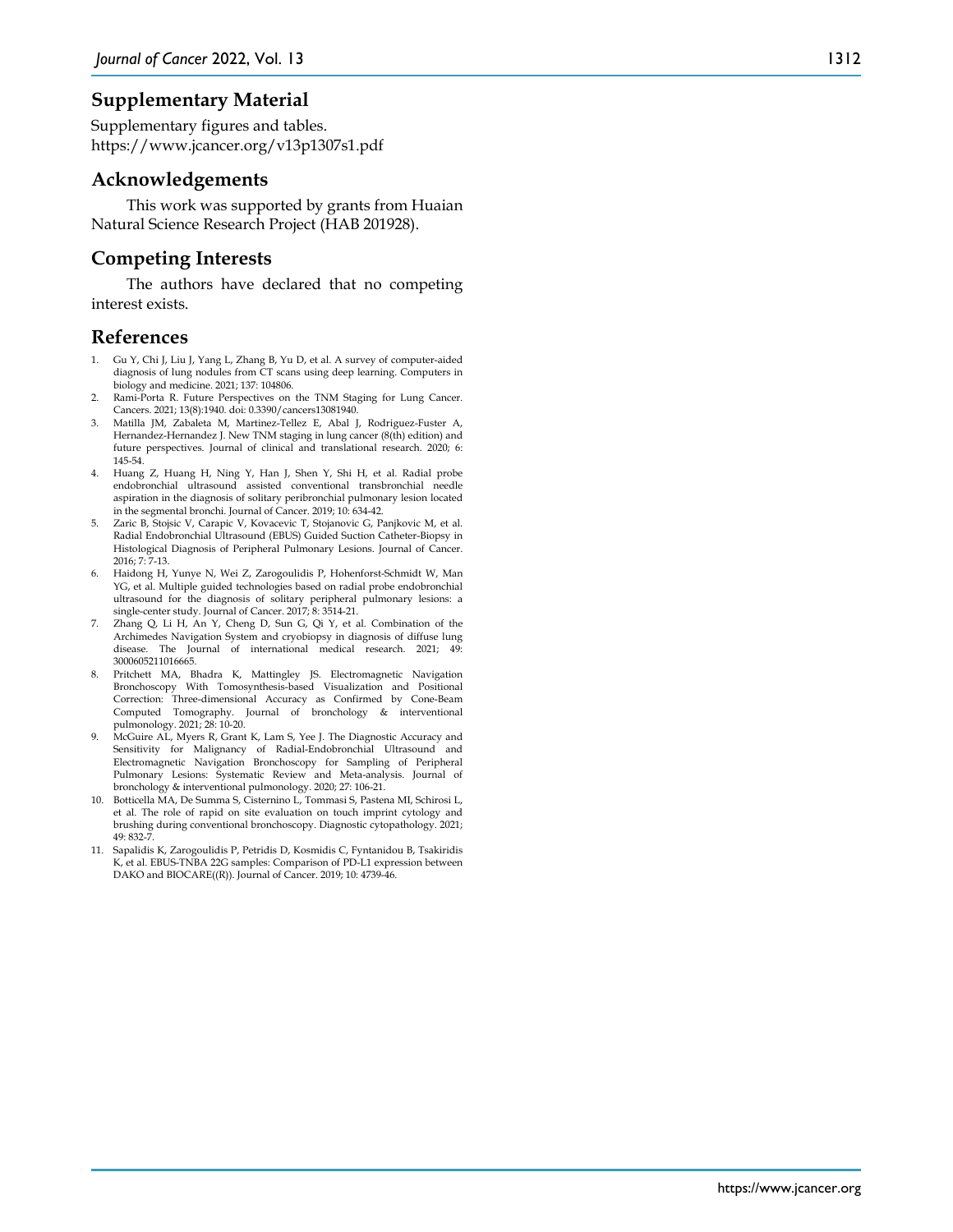## Supplementary Material

Supplementary figures and tables.
https://www.jcancer.org/v13p1307s1.pdf

## Acknowledgements

This work was supported by grants from Huaian Natural Science Research Project (HAB 201928).

## Competing Interests

The authors have declared that no competing interest exists.

## References

1. Gu Y, Chi J, Liu J, Yang L, Zhang B, Yu D, et al. A survey of computer-aided diagnosis of lung nodules from CT scans using deep learning. Computers in biology and medicine. 2021; 137: 104806.
2. Rami-Porta R. Future Perspectives on the TNM Staging for Lung Cancer. Cancers. 2021; 13(8):1940. doi: 0.3390/cancers13081940.
3. Matilla JM, Zabaleta M, Martinez-Tellez E, Abal J, Rodriguez-Fuster A, Hernandez-Hernandez J. New TNM staging in lung cancer (8(th) edition) and future perspectives. Journal of clinical and translational research. 2020; 6: 145-54.
4. Huang Z, Huang H, Ning Y, Han J, Shen Y, Shi H, et al. Radial probe endobronchial ultrasound assisted conventional transbronchial needle aspiration in the diagnosis of solitary peribronchial pulmonary lesion located in the segmental bronchi. Journal of Cancer. 2019; 10: 634-42.
5. Zaric B, Stojsic V, Carapic V, Kovacevic T, Stojanovic G, Panjkovic M, et al. Radial Endobronchial Ultrasound (EBUS) Guided Suction Catheter-Biopsy in Histological Diagnosis of Peripheral Pulmonary Lesions. Journal of Cancer. 2016; 7: 7-13.
6. Haidong H, Yunye N, Wei Z, Zarogoulidis P, Hohenforst-Schmidt W, Man YG, et al. Multiple guided technologies based on radial probe endobronchial ultrasound for the diagnosis of solitary peripheral pulmonary lesions: a single-center study. Journal of Cancer. 2017; 8: 3514-21.
7. Zhang Q, Li H, An Y, Cheng D, Sun G, Qi Y, et al. Combination of the Archimedes Navigation System and cryobiopsy in diagnosis of diffuse lung disease. The Journal of international medical research. 2021; 49: 3000605211016665.
8. Pritchett MA, Bhadra K, Mattingley JS. Electromagnetic Navigation Bronchoscopy With Tomosynthesis-based Visualization and Positional Correction: Three-dimensional Accuracy as Confirmed by Cone-Beam Computed Tomography. Journal of bronchology & interventional pulmonology. 2021; 28: 10-20.
9. McGuire AL, Myers R, Grant K, Lam S, Yee J. The Diagnostic Accuracy and Sensitivity for Malignancy of Radial-Endobronchial Ultrasound and Electromagnetic Navigation Bronchoscopy for Sampling of Peripheral Pulmonary Lesions: Systematic Review and Meta-analysis. Journal of bronchology & interventional pulmonology. 2020; 27: 106-21.
10. Botticella MA, De Summa S, Cisternino L, Tommasi S, Pastena MI, Schirosi L, et al. The role of rapid on site evaluation on touch imprint cytology and brushing during conventional bronchoscopy. Diagnostic cytopathology. 2021; 49: 832-7.
11. Sapalidis K, Zarogoulidis P, Petridis D, Kosmidis C, Fyntanidou B, Tsakiridis K, et al. EBUS-TNBA 22G samples: Comparison of PD-L1 expression between DAKO and BIOCARE((R)). Journal of Cancer. 2019; 10: 4739-46.